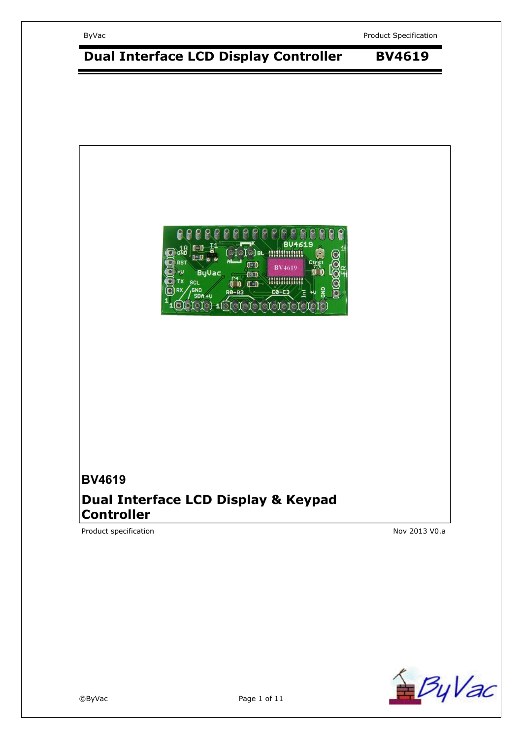# Dual Interface LCD Display Controller BV4619

## BV4619

## Dual Interface LCD Display & Keypad Controller

Product specification

Nov 2013 V0.a

©ByVac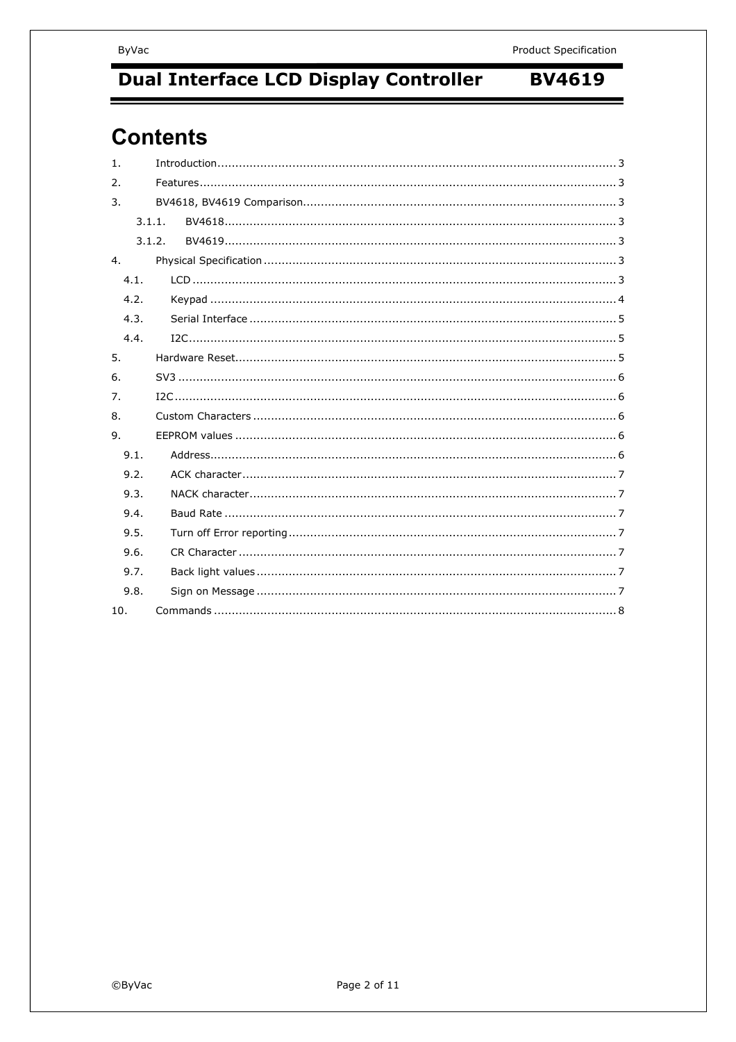# Contents

1. Introduction ... 3
2. Features ... 3
3. BV4618, BV4619 Comparison ... 3
   - 3.1.1. BV4618 ... 3
   - 3.1.2. BV4619 ... 3
4. Physical Specification ... 3
   - 4.1. LCD ... 3
   - 4.2. Keypad ... 4
   - 4.3. Serial Interface ... 5
   - 4.4. I2C ... 5
5. Hardware Reset ... 5
6. SV3 ... 6
7. I2C ... 6
8. Custom Characters ... 6
9. EEPROM values ... 6
   - 9.1. Address ... 6
   - 9.2. ACK character ... 7
   - 9.3. NACK character ... 7
   - 9.4. Baud Rate ... 7
   - 9.5. Turn off Error reporting ... 7
   - 9.6. CR Character ... 7
   - 9.7. Back light values ... 7
   - 9.8. Sign on Message ... 7
10. Commands ... 8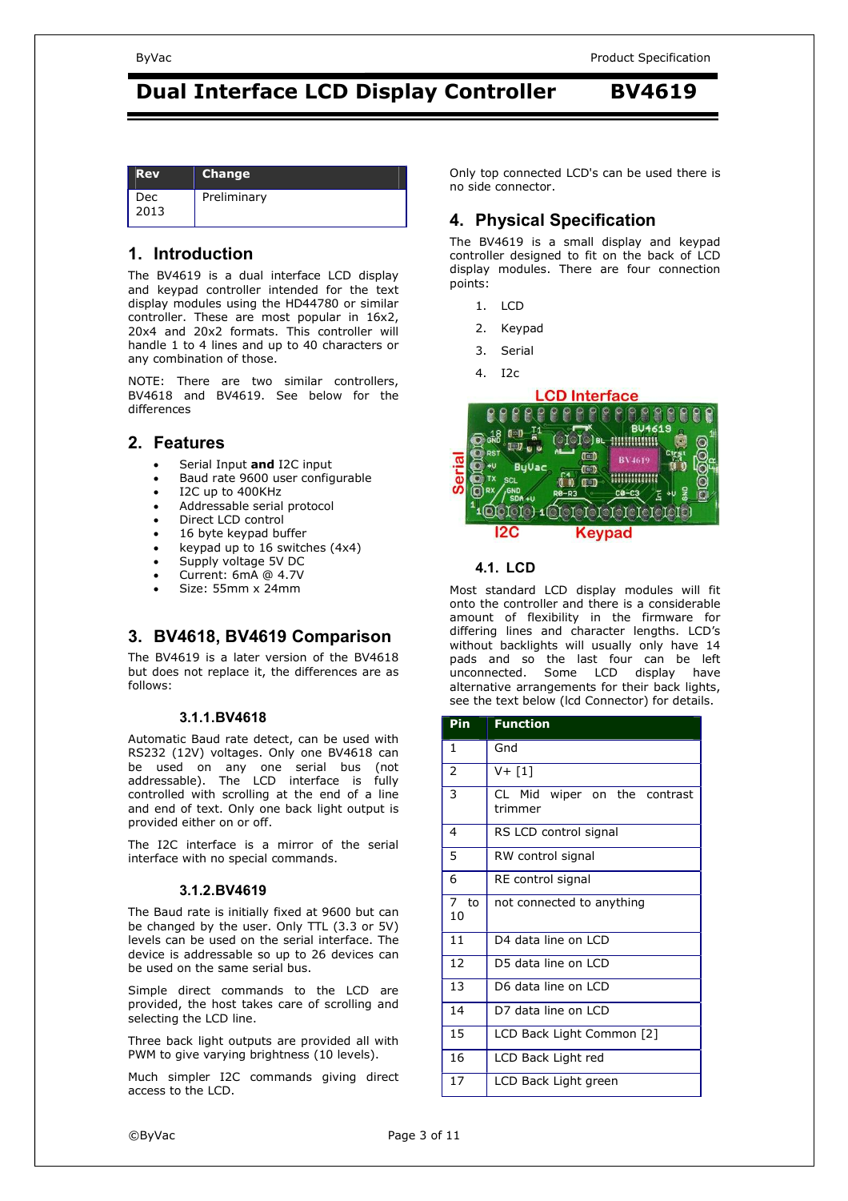| Rev | Change |
|---|---|
| Dec 2013 | Preliminary |

## 1. Introduction

The BV4619 is a dual interface LCD display and keypad controller intended for the text display modules using the HD44780 or similar controller. These are most popular in 16x2, 20x4 and 20x2 formats. This controller will handle 1 to 4 lines and up to 40 characters or any combination of those.

NOTE: There are two similar controllers, BV4618 and BV4619. See below for the differences

## 2. Features

- Serial Input **and** I2C input
- Baud rate 9600 user configurable
- I2C up to 400KHz
- Addressable serial protocol
- Direct LCD control
- 16 byte keypad buffer
- keypad up to 16 switches (4x4)
- Supply voltage 5V DC
- Current: 6mA @ 4.7V
- Size: 55mm x 24mm

## 3. BV4618, BV4619 Comparison

The BV4619 is a later version of the BV4618 but does not replace it, the differences are as follows:

### 3.1.1. BV4618

Automatic Baud rate detect, can be used with RS232 (12V) voltages. Only one BV4618 can be used on any one serial bus (not addressable). The LCD interface is fully controlled with scrolling at the end of a line and end of text. Only one back light output is provided either on or off.

The I2C interface is a mirror of the serial interface with no special commands.

### 3.1.2. BV4619

The Baud rate is initially fixed at 9600 but can be changed by the user. Only TTL (3.3 or 5V) levels can be used on the serial interface. The device is addressable so up to 26 devices can be used on the same serial bus.

Simple direct commands to the LCD are provided, the host takes care of scrolling and selecting the LCD line.

Three back light outputs are provided all with PWM to give varying brightness (10 levels).

Much simpler I2C commands giving direct access to the LCD.

Only top connected LCD's can be used there is no side connector.

## 4. Physical Specification

The BV4619 is a small display and keypad controller designed to fit on the back of LCD display modules. There are four connection points:

1. LCD
2. Keypad
3. Serial
4. I2c

### 4.1. LCD

Most standard LCD display modules will fit onto the controller and there is a considerable amount of flexibility in the firmware for differing lines and character lengths. LCD's without backlights will usually only have 14 pads and so the last four can be left unconnected. Some LCD display have alternative arrangements for their back lights, see the text below (lcd Connector) for details.

| Pin | Function |
|---|---|
| 1 | Gnd |
| 2 | V+ [1] |
| 3 | CL Mid wiper on the contrast trimmer |
| 4 | RS LCD control signal |
| 5 | RW control signal |
| 6 | RE control signal |
| 7 to 10 | not connected to anything |
| 11 | D4 data line on LCD |
| 12 | D5 data line on LCD |
| 13 | D6 data line on LCD |
| 14 | D7 data line on LCD |
| 15 | LCD Back Light Common [2] |
| 16 | LCD Back Light red |
| 17 | LCD Back Light green |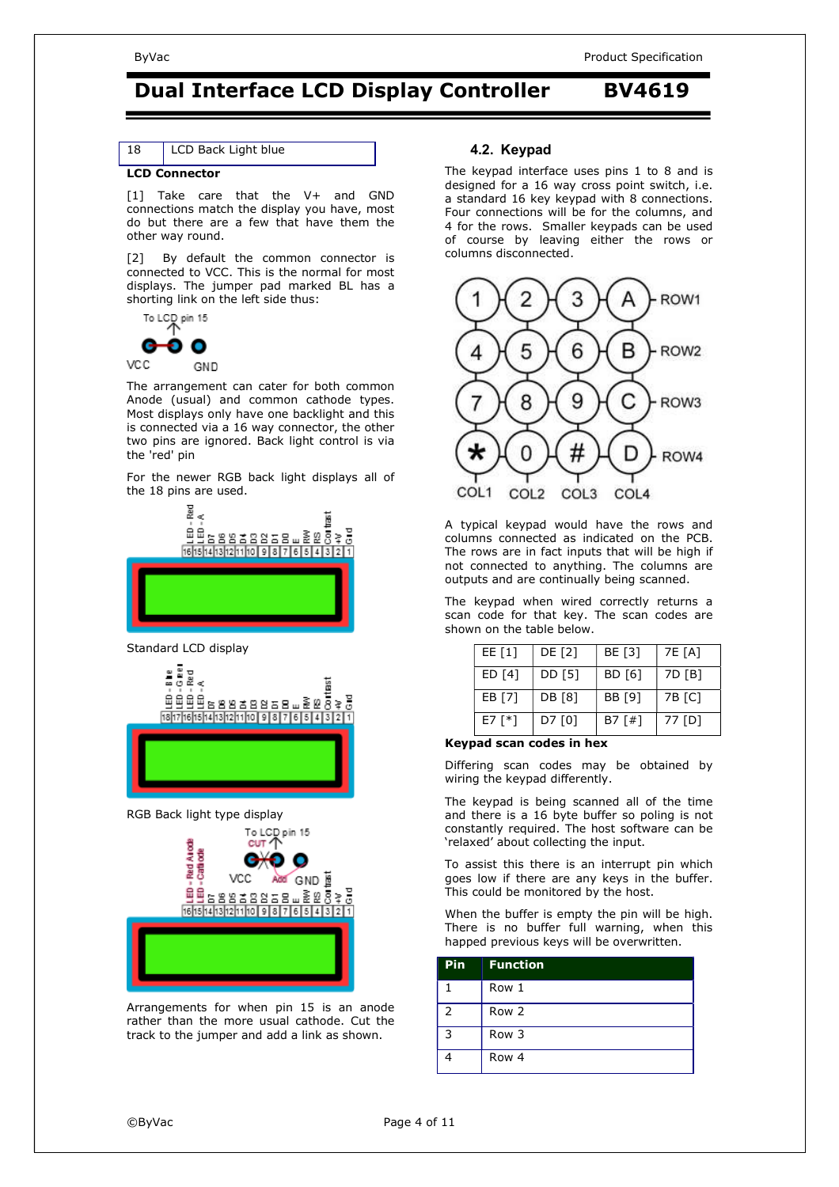| 18 | LCD Back Light blue |
|---|---|

**LCD Connector**

[1] Take care that the V+ and GND connections match the display you have, most do but there are a few that have them the other way round.

[2] By default the common connector is connected to VCC. This is the normal for most displays. The jumper pad marked BL has a shorting link on the left side thus:

The arrangement can cater for both common Anode (usual) and common cathode types. Most displays only have one backlight and this is connected via a 16 way connector, the other two pins are ignored. Back light control is via the 'red' pin

For the newer RGB back light displays all of the 18 pins are used.

Standard LCD display

RGB Back light type display

Arrangements for when pin 15 is an anode rather than the more usual cathode. Cut the track to the jumper and add a link as shown.

## 4.2. Keypad

The keypad interface uses pins 1 to 8 and is designed for a 16 way cross point switch, i.e. a standard 16 key keypad with 8 connections. Four connections will be for the columns, and 4 for the rows. Smaller keypads can be used of course by leaving either the rows or columns disconnected.

A typical keypad would have the rows and columns connected as indicated on the PCB. The rows are in fact inputs that will be high if not connected to anything. The columns are outputs and are continually being scanned.

The keypad when wired correctly returns a scan code for that key. The scan codes are shown on the table below.

| EE [1] | DE [2] | BE [3] | 7E [A] |
|---|---|---|---|
| ED [4] | DD [5] | BD [6] | 7D [B] |
| EB [7] | DB [8] | BB [9] | 7B [C] |
| E7 [*] | D7 [0] | B7 [#] | 77 [D] |

**Keypad scan codes in hex**

Differing scan codes may be obtained by wiring the keypad differently.

The keypad is being scanned all of the time and there is a 16 byte buffer so poling is not constantly required. The host software can be 'relaxed' about collecting the input.

To assist this there is an interrupt pin which goes low if there are any keys in the buffer. This could be monitored by the host.

When the buffer is empty the pin will be high. There is no buffer full warning, when this happed previous keys will be overwritten.

| Pin | Function |
|---|---|
| 1 | Row 1 |
| 2 | Row 2 |
| 3 | Row 3 |
| 4 | Row 4 |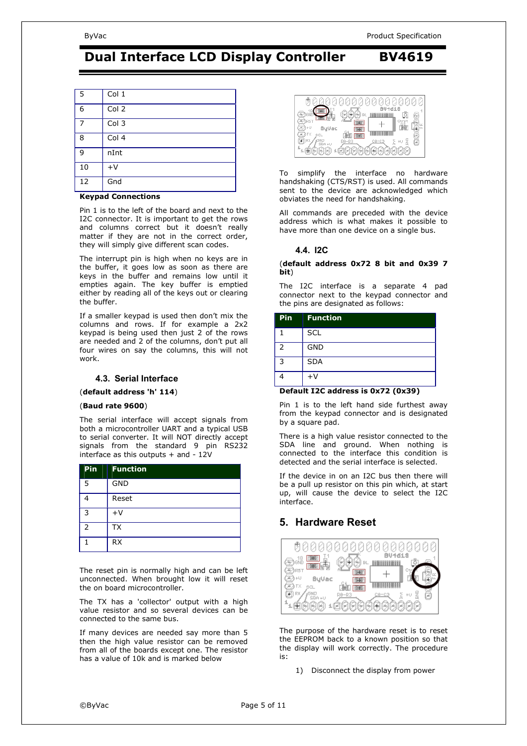| 5 | Col 1 |
|---|---|
| 6 | Col 2 |
| 7 | Col 3 |
| 8 | Col 4 |
| 9 | nInt |
| 10 | +V |
| 12 | Gnd |

**Keypad Connections**

Pin 1 is to the left of the board and next to the I2C connector. It is important to get the rows and columns correct but it doesn't really matter if they are not in the correct order, they will simply give different scan codes.

The interrupt pin is high when no keys are in the buffer, it goes low as soon as there are keys in the buffer and remains low until it empties again. The key buffer is emptied either by reading all of the keys out or clearing the buffer.

If a smaller keypad is used then don't mix the columns and rows. If for example a 2x2 keypad is being used then just 2 of the rows are needed and 2 of the columns, don't put all four wires on say the columns, this will not work.

### 4.3. Serial Interface

(**default address 'h' 114**)

(**Baud rate 9600**)

The serial interface will accept signals from both a microcontroller UART and a typical USB to serial converter. It will NOT directly accept signals from the standard 9 pin RS232 interface as this outputs + and - 12V

| Pin | Function |
|---|---|
| 5 | GND |
| 4 | Reset |
| 3 | +V |
| 2 | TX |
| 1 | RX |

The reset pin is normally high and can be left unconnected. When brought low it will reset the on board microcontroller.

The TX has a 'collector' output with a high value resistor and so several devices can be connected to the same bus.

If many devices are needed say more than 5 then the high value resistor can be removed from all of the boards except one. The resistor has a value of 10k and is marked below

To simplify the interface no hardware handshaking (CTS/RST) is used. All commands sent to the device are acknowledged which obviates the need for handshaking.

All commands are preceded with the device address which is what makes it possible to have more than one device on a single bus.

### 4.4. I2C

(**default address 0x72 8 bit and 0x39 7 bit**)

The I2C interface is a separate 4 pad connector next to the keypad connector and the pins are designated as follows:

| Pin | Function |
|---|---|
| 1 | SCL |
| 2 | GND |
| 3 | SDA |
| 4 | +V |

**Default I2C address is 0x72 (0x39)**

Pin 1 is to the left hand side furthest away from the keypad connector and is designated by a square pad.

There is a high value resistor connected to the SDA line and ground. When nothing is connected to the interface this condition is detected and the serial interface is selected.

If the device in on an I2C bus then there will be a pull up resistor on this pin which, at start up, will cause the device to select the I2C interface.

## 5. Hardware Reset

The purpose of the hardware reset is to reset the EEPROM back to a known position so that the display will work correctly. The procedure is:

1) Disconnect the display from power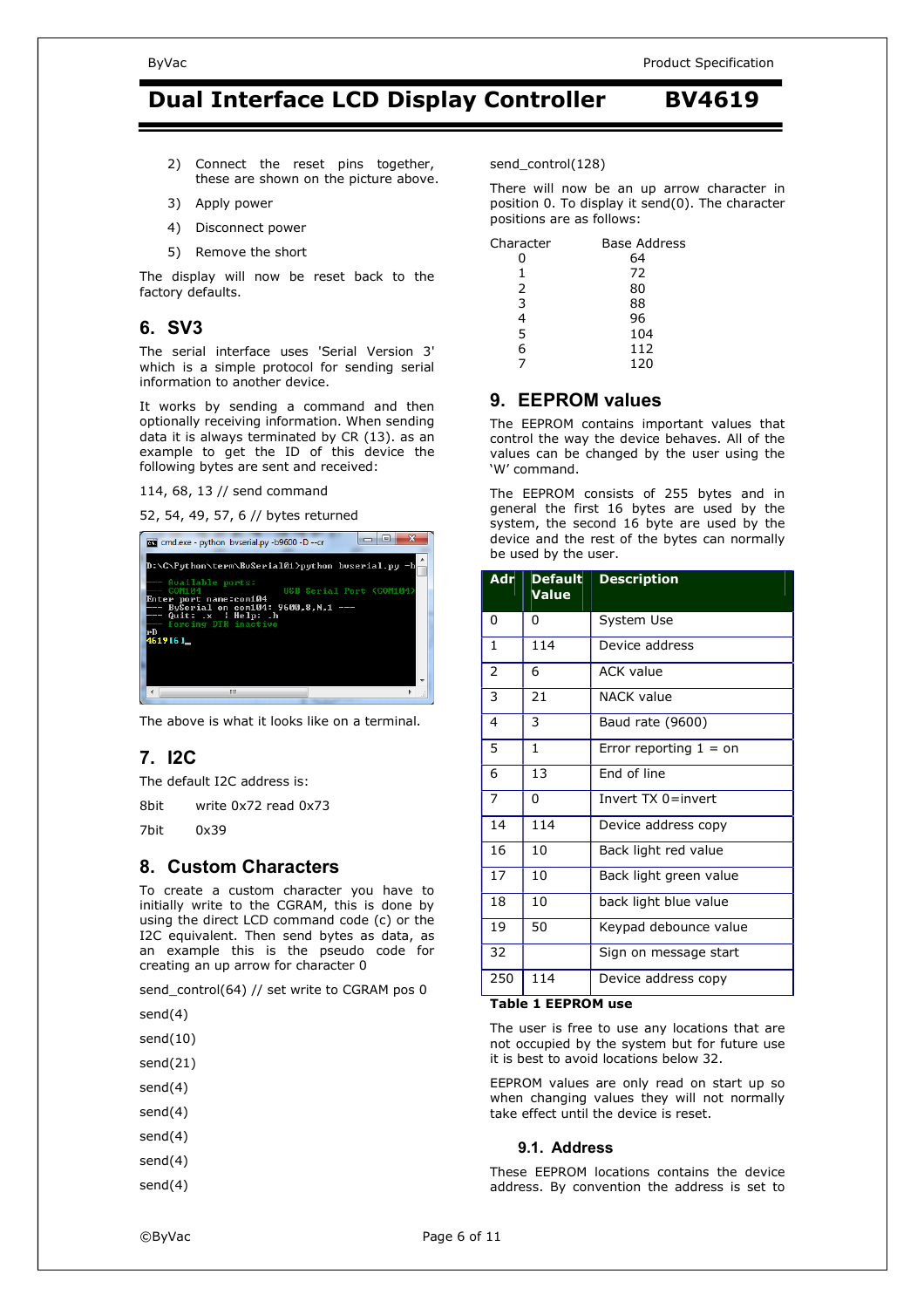2) Connect the reset pins together, these are shown on the picture above.
3) Apply power
4) Disconnect power
5) Remove the short

The display will now be reset back to the factory defaults.

## 6. SV3

The serial interface uses 'Serial Version 3' which is a simple protocol for sending serial information to another device.

It works by sending a command and then optionally receiving information. When sending data it is always terminated by CR (13). as an example to get the ID of this device the following bytes are sent and received:

114, 68, 13 // send command

52, 54, 49, 57, 6 // bytes returned

The above is what it looks like on a terminal.

## 7. I2C

The default I2C address is:

8bit write 0x72 read 0x73

7bit 0x39

## 8. Custom Characters

To create a custom character you have to initially write to the CGRAM, this is done by using the direct LCD command code (c) or the I2C equivalent. Then send bytes as data, as an example this is the pseudo code for creating an up arrow for character 0

```
send_control(64) // set write to CGRAM pos 0
send(4)
send(10)
send(21)
send(4)
send(4)
send(4)
send(4)
send(4)
send_control(128)
```

There will now be an up arrow character in position 0. To display it send(0). The character positions are as follows:

| Character | Base Address |
|---|---|
| 0 | 64 |
| 1 | 72 |
| 2 | 80 |
| 3 | 88 |
| 4 | 96 |
| 5 | 104 |
| 6 | 112 |
| 7 | 120 |

## 9. EEPROM values

The EEPROM contains important values that control the way the device behaves. All of the values can be changed by the user using the 'W' command.

The EEPROM consists of 255 bytes and in general the first 16 bytes are used by the system, the second 16 byte are used by the device and the rest of the bytes can normally be used by the user.

| Adr | Default Value | Description |
|---|---|---|
| 0 | 0 | System Use |
| 1 | 114 | Device address |
| 2 | 6 | ACK value |
| 3 | 21 | NACK value |
| 4 | 3 | Baud rate (9600) |
| 5 | 1 | Error reporting 1 = on |
| 6 | 13 | End of line |
| 7 | 0 | Invert TX 0=invert |
| 14 | 114 | Device address copy |
| 16 | 10 | Back light red value |
| 17 | 10 | Back light green value |
| 18 | 10 | back light blue value |
| 19 | 50 | Keypad debounce value |
| 32 | | Sign on message start |
| 250 | 114 | Device address copy |

**Table 1 EEPROM use**

The user is free to use any locations that are not occupied by the system but for future use it is best to avoid locations below 32.

EEPROM values are only read on start up so when changing values they will not normally take effect until the device is reset.

### 9.1. Address

These EEPROM locations contains the device address. By convention the address is set to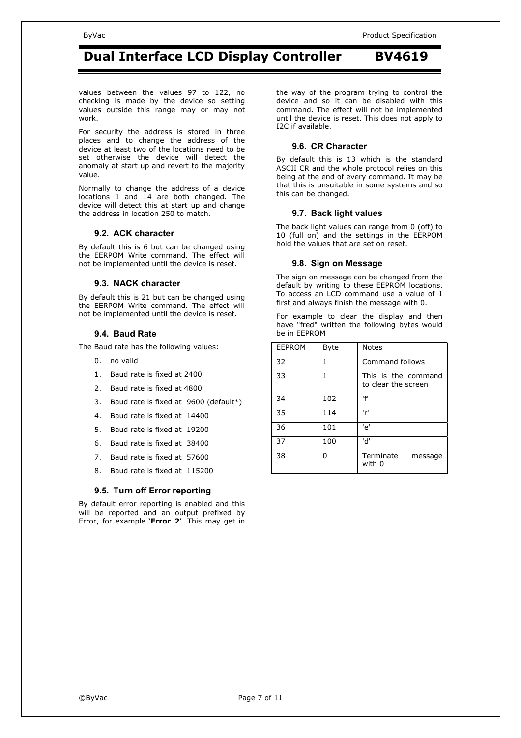values between the values 97 to 122, no checking is made by the device so setting values outside this range may or may not work.

For security the address is stored in three places and to change the address of the device at least two of the locations need to be set otherwise the device will detect the anomaly at start up and revert to the majority value.

Normally to change the address of a device locations 1 and 14 are both changed. The device will detect this at start up and change the address in location 250 to match.

### 9.2. ACK character

By default this is 6 but can be changed using the EERPOM Write command. The effect will not be implemented until the device is reset.

### 9.3. NACK character

By default this is 21 but can be changed using the EERPOM Write command. The effect will not be implemented until the device is reset.

### 9.4. Baud Rate

The Baud rate has the following values:

0. no valid
1. Baud rate is fixed at 2400
2. Baud rate is fixed at 4800
3. Baud rate is fixed at 9600 (default*)
4. Baud rate is fixed at 14400
5. Baud rate is fixed at 19200
6. Baud rate is fixed at 38400
7. Baud rate is fixed at 57600
8. Baud rate is fixed at 115200

### 9.5. Turn off Error reporting

By default error reporting is enabled and this will be reported and an output prefixed by Error, for example '**Error 2**'. This may get in the way of the program trying to control the device and so it can be disabled with this command. The effect will not be implemented until the device is reset. This does not apply to I2C if available.

### 9.6. CR Character

By default this is 13 which is the standard ASCII CR and the whole protocol relies on this being at the end of every command. It may be that this is unsuitable in some systems and so this can be changed.

### 9.7. Back light values

The back light values can range from 0 (off) to 10 (full on) and the settings in the EERPOM hold the values that are set on reset.

### 9.8. Sign on Message

The sign on message can be changed from the default by writing to these EEPROM locations. To access an LCD command use a value of 1 first and always finish the message with 0.

For example to clear the display and then have "fred" written the following bytes would be in EEPROM

| EEPROM | Byte | Notes |
|---|---|---|
| 32 | 1 | Command follows |
| 33 | 1 | This is the command to clear the screen |
| 34 | 102 | 'f' |
| 35 | 114 | 'r' |
| 36 | 101 | 'e' |
| 37 | 100 | 'd' |
| 38 | 0 | Terminate message with 0 |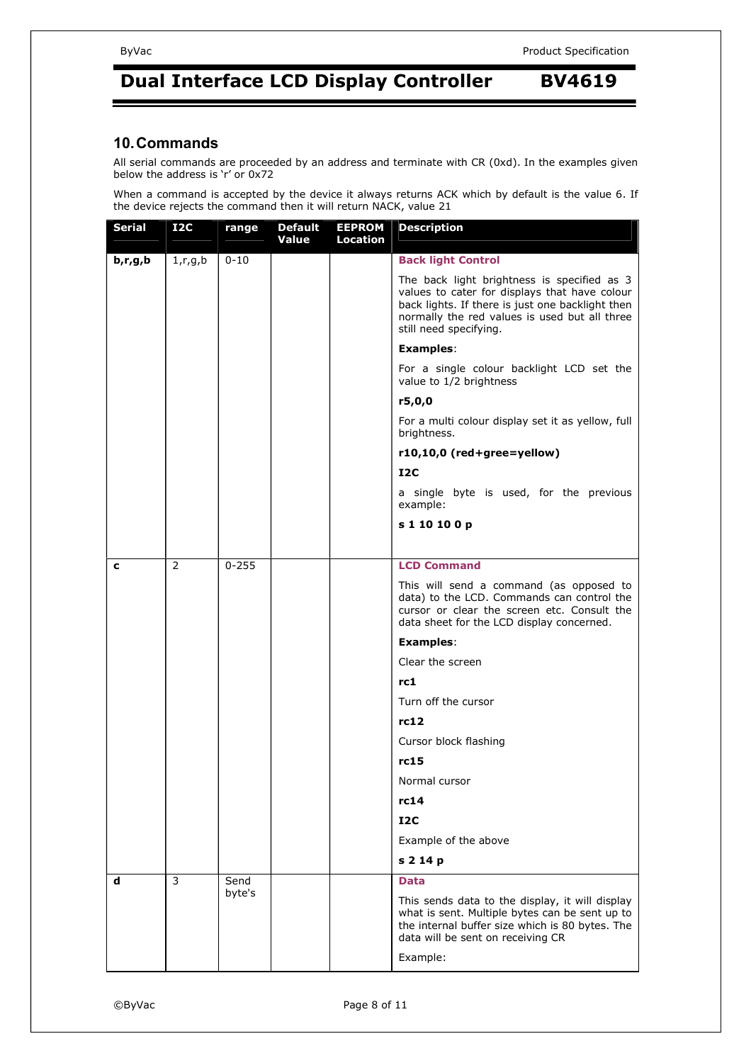## 10. Commands

All serial commands are proceeded by an address and terminate with CR (0xd). In the examples given below the address is 'r' or 0x72

When a command is accepted by the device it always returns ACK which by default is the value 6. If the device rejects the command then it will return NACK, value 21

| Serial | I2C | range | Default Value | EEPROM Location | Description |
|---|---|---|---|---|---|
| **b,r,g,b** | 1,r,g,b | 0-10 | | | **Back light Control**<br><br>The back light brightness is specified as 3 values to cater for displays that have colour back lights. If there is just one backlight then normally the red values is used but all three still need specifying.<br><br>**Examples**:<br><br>For a single colour backlight LCD set the value to 1/2 brightness<br><br>**r5,0,0**<br><br>For a multi colour display set it as yellow, full brightness.<br><br>**r10,10,0 (red+gree=yellow)**<br><br>**I2C**<br><br>a single byte is used, for the previous example:<br><br>**s 1 10 10 0 p** |
| **c** | 2 | 0-255 | | | **LCD Command**<br><br>This will send a command (as opposed to data) to the LCD. Commands can control the cursor or clear the screen etc. Consult the data sheet for the LCD display concerned.<br><br>**Examples**:<br><br>Clear the screen<br><br>**rc1**<br><br>Turn off the cursor<br><br>**rc12**<br><br>Cursor block flashing<br><br>**rc15**<br><br>Normal cursor<br><br>**rc14**<br><br>**I2C**<br><br>Example of the above<br><br>**s 2 14 p** |
| **d** | 3 | Send byte's | | | **Data**<br><br>This sends data to the display, it will display what is sent. Multiple bytes can be sent up to the internal buffer size which is 80 bytes. The data will be sent on receiving CR<br><br>Example: |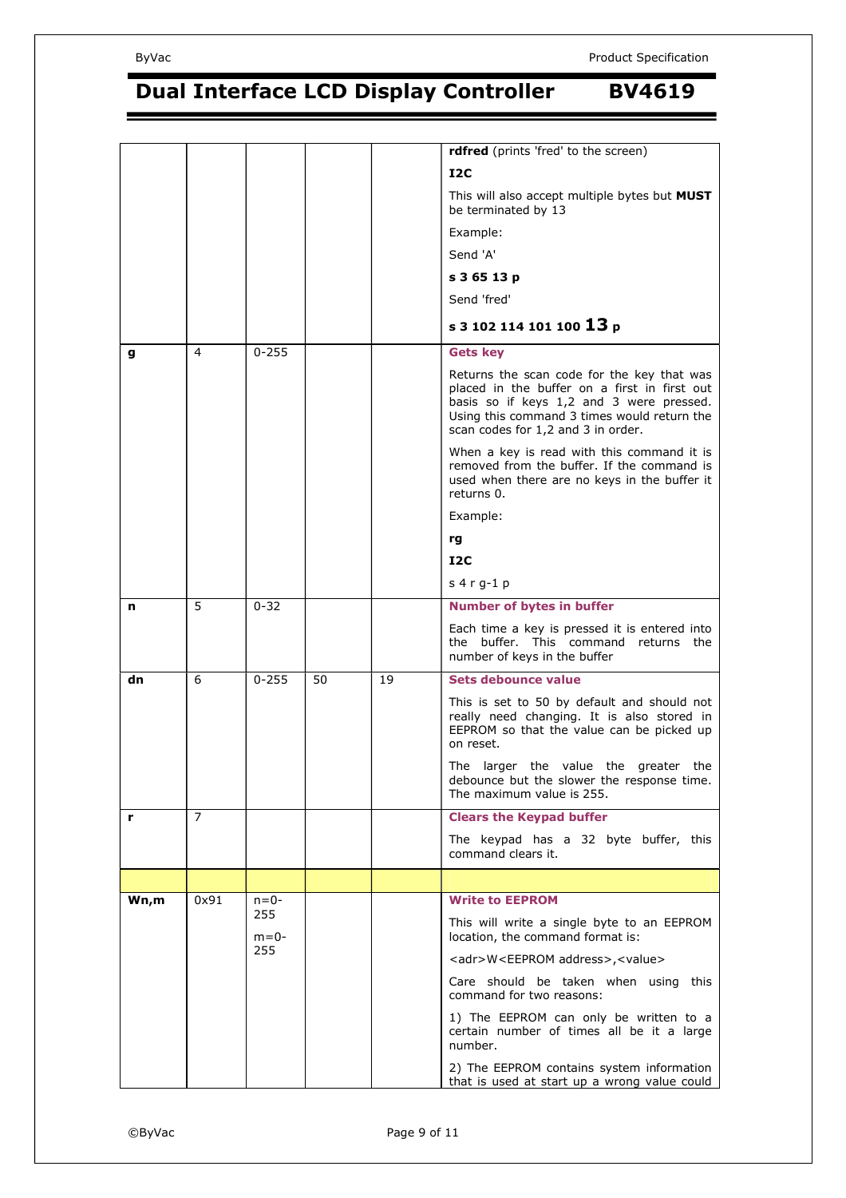| | | | | | |
|---|---|---|---|---|---|
| | | | | | **rdfred** (prints 'fred' to the screen)<br><br>**I2C**<br><br>This will also accept multiple bytes but **MUST** be terminated by 13<br><br>Example:<br><br>Send 'A'<br><br>**s 3 65 13 p**<br><br>Send 'fred'<br><br>**s 3 102 114 101 100 13 p** |
| **g** | 4 | 0-255 | | | **Gets key**<br><br>Returns the scan code for the key that was placed in the buffer on a first in first out basis so if keys 1,2 and 3 were pressed. Using this command 3 times would return the scan codes for 1,2 and 3 in order.<br><br>When a key is read with this command it is removed from the buffer. If the command is used when there are no keys in the buffer it returns 0.<br><br>Example:<br><br>**rg**<br><br>**I2C**<br><br>s 4 r g-1 p |
| **n** | 5 | 0-32 | | | **Number of bytes in buffer**<br><br>Each time a key is pressed it is entered into the buffer. This command returns the number of keys in the buffer |
| **dn** | 6 | 0-255 | 50 | 19 | **Sets debounce value**<br><br>This is set to 50 by default and should not really need changing. It is also stored in EEPROM so that the value can be picked up on reset.<br><br>The larger the value the greater the debounce but the slower the response time. The maximum value is 255. |
| **r** | 7 | | | | **Clears the Keypad buffer**<br><br>The keypad has a 32 byte buffer, this command clears it. |
| | | | | | |
| **Wn,m** | 0x91 | n=0-255<br><br>m=0-255 | | | **Write to EEPROM**<br><br>This will write a single byte to an EEPROM location, the command format is:<br><br><adr>W<EEPROM address>,<value><br><br>Care should be taken when using this command for two reasons:<br><br>1) The EEPROM can only be written to a certain number of times all be it a large number.<br><br>2) The EEPROM contains system information that is used at start up a wrong value could |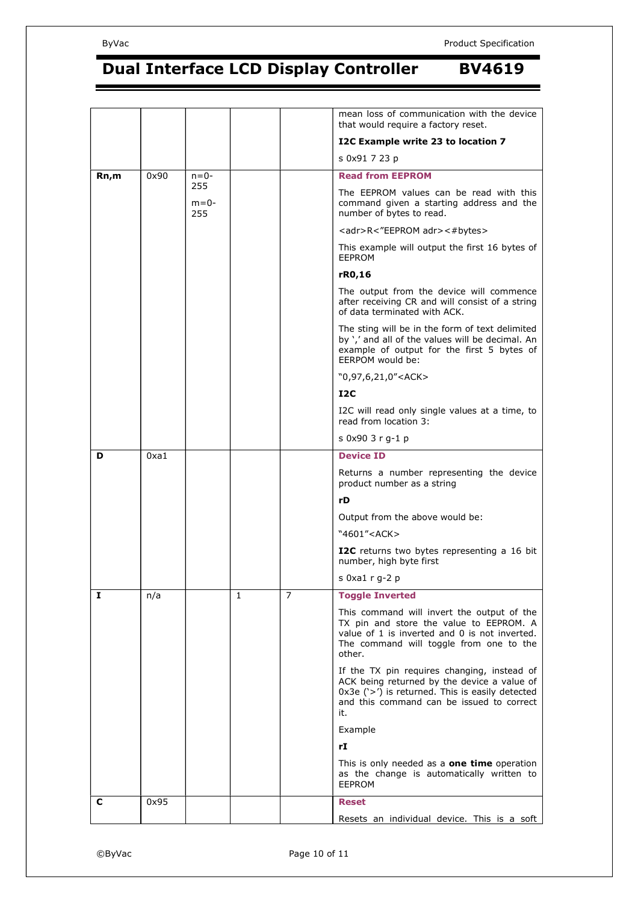| | | | | | |
|---|---|---|---|---|---|
| | | | | | mean loss of communication with the device that would require a factory reset.<br><br>**I2C Example write 23 to location 7**<br><br>s 0x91 7 23 p |
| **Rn,m** | 0x90 | n=0-255<br><br>m=0-255 | | | **Read from EEPROM**<br><br>The EEPROM values can be read with this command given a starting address and the number of bytes to read.<br><br><adr>R<"EEPROM adr><#bytes><br><br>This example will output the first 16 bytes of EEPROM<br><br>**rR0,16**<br><br>The output from the device will commence after receiving CR and will consist of a string of data terminated with ACK.<br><br>The sting will be in the form of text delimited by ',' and all of the values will be decimal. An example of output for the first 5 bytes of EERPOM would be:<br><br>"0,97,6,21,0"<ACK><br><br>**I2C**<br><br>I2C will read only single values at a time, to read from location 3:<br><br>s 0x90 3 r g-1 p |
| **D** | 0xa1 | | | | **Device ID**<br><br>Returns a number representing the device product number as a string<br><br>**rD**<br><br>Output from the above would be:<br><br>"4601"<ACK><br><br>**I2C** returns two bytes representing a 16 bit number, high byte first<br><br>s 0xa1 r g-2 p |
| **I** | n/a | | 1 | 7 | **Toggle Inverted**<br><br>This command will invert the output of the TX pin and store the value to EEPROM. A value of 1 is inverted and 0 is not inverted. The command will toggle from one to the other.<br><br>If the TX pin requires changing, instead of ACK being returned by the device a value of 0x3e ('>') is returned. This is easily detected and this command can be issued to correct it.<br><br>Example<br><br>**rI**<br><br>This is only needed as a **one time** operation as the change is automatically written to EEPROM |
| **C** | 0x95 | | | | **Reset**<br><br>Resets an individual device. This is a soft |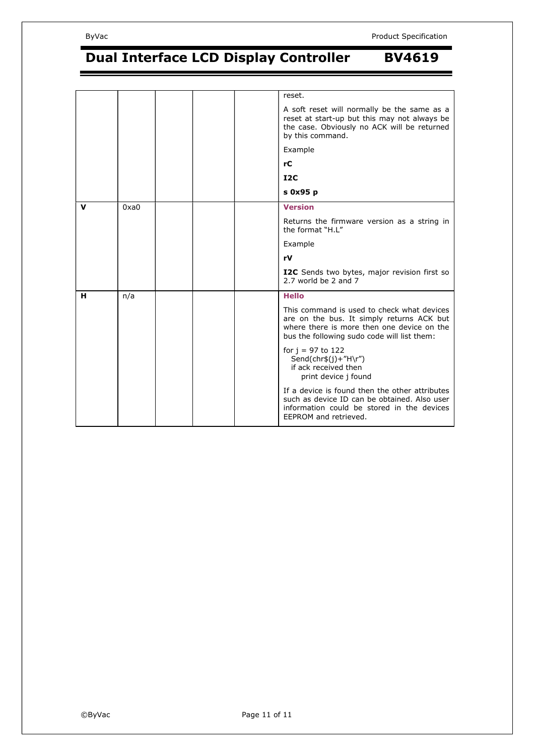# Dual Interface LCD Display Controller BV4619

| | | | | | |
|---|---|---|---|---|---|
| | | | | | reset.<br><br>A soft reset will normally be the same as a reset at start-up but this may not always be the case. Obviously no ACK will be returned by this command.<br><br>Example<br><br>**rC**<br><br>**I2C**<br><br>**s 0x95 p** |
| **V** | 0xa0 | | | | **Version**<br><br>Returns the firmware version as a string in the format "H.L"<br><br>Example<br><br>**rV**<br><br>**I2C** Sends two bytes, major revision first so 2.7 world be 2 and 7 |
| **H** | n/a | | | | **Hello**<br><br>This command is used to check what devices are on the bus. It simply returns ACK but where there is more then one device on the bus the following sudo code will list them:<br><br>for j = 97 to 122<br>&nbsp;&nbsp;Send(chr$(j)+"H\r")<br>&nbsp;&nbsp;if ack received then<br>&nbsp;&nbsp;&nbsp;&nbsp;&nbsp;print device j found<br><br>If a device is found then the other attributes such as device ID can be obtained. Also user information could be stored in the devices EEPROM and retrieved. |